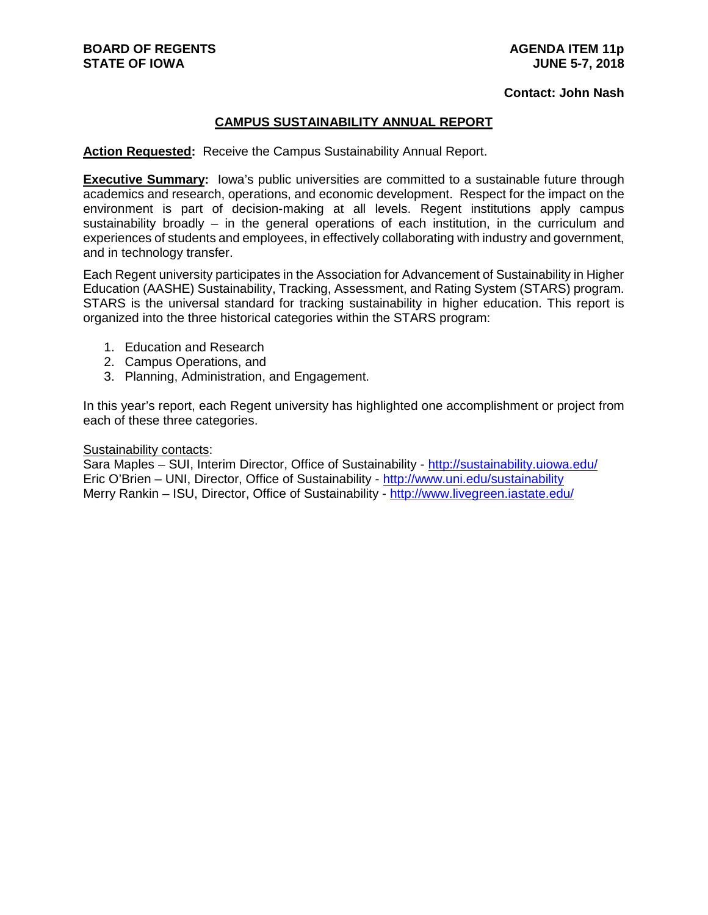**BOARD OF REGENTS**
**STATE OF IOWA**

**AGENDA ITEM 11p**
**JUNE 5-7, 2018**

**Contact: John Nash**

## CAMPUS SUSTAINABILITY ANNUAL REPORT

**Action Requested:** Receive the Campus Sustainability Annual Report.

**Executive Summary:** Iowa's public universities are committed to a sustainable future through academics and research, operations, and economic development. Respect for the impact on the environment is part of decision-making at all levels. Regent institutions apply campus sustainability broadly – in the general operations of each institution, in the curriculum and experiences of students and employees, in effectively collaborating with industry and government, and in technology transfer.

Each Regent university participates in the Association for Advancement of Sustainability in Higher Education (AASHE) Sustainability, Tracking, Assessment, and Rating System (STARS) program. STARS is the universal standard for tracking sustainability in higher education. This report is organized into the three historical categories within the STARS program:

1. Education and Research
2. Campus Operations, and
3. Planning, Administration, and Engagement.

In this year's report, each Regent university has highlighted one accomplishment or project from each of these three categories.

Sustainability contacts:
Sara Maples – SUI, Interim Director, Office of Sustainability - http://sustainability.uiowa.edu/
Eric O'Brien – UNI, Director, Office of Sustainability - http://www.uni.edu/sustainability
Merry Rankin – ISU, Director, Office of Sustainability - http://www.livegreen.iastate.edu/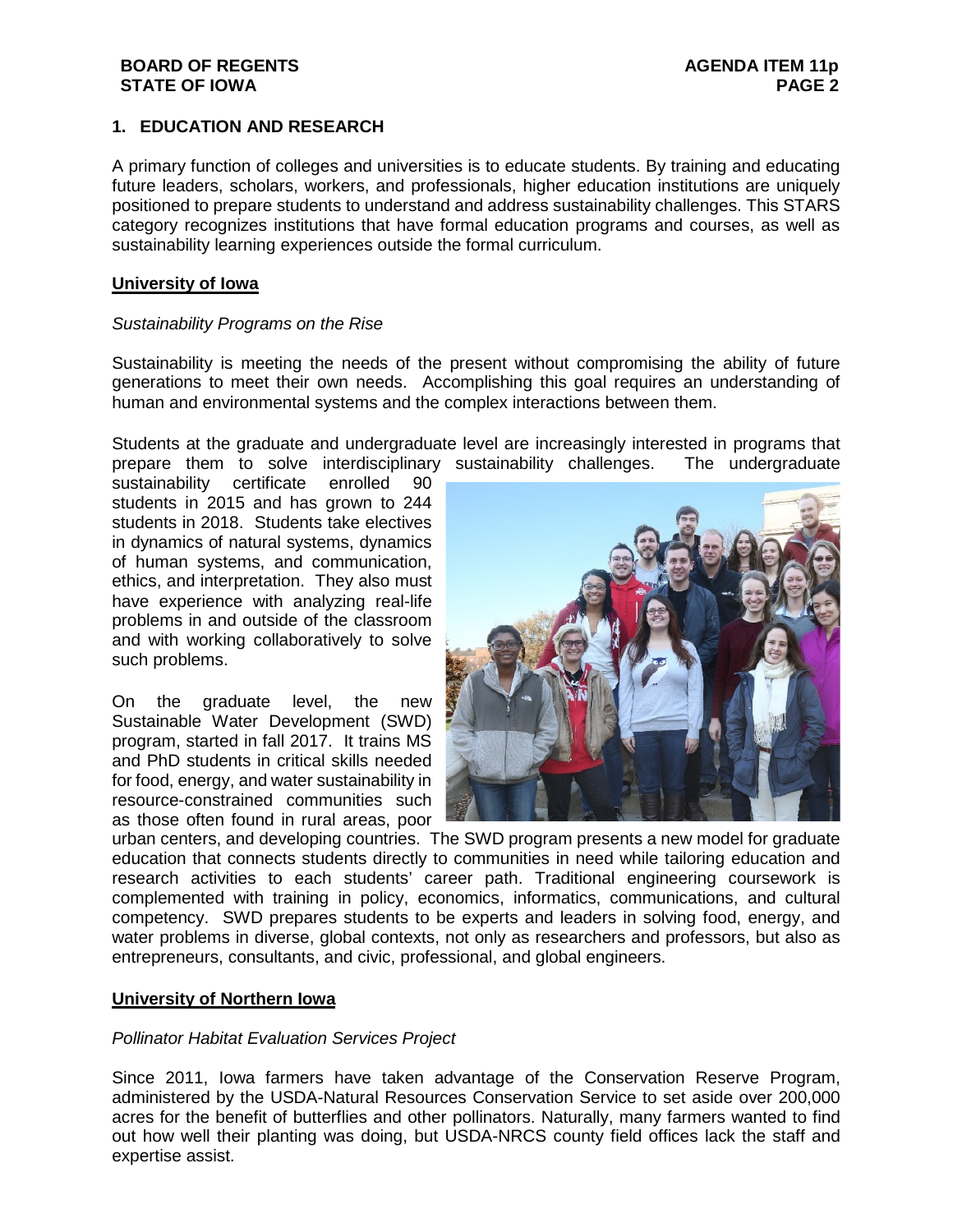## 1. EDUCATION AND RESEARCH

A primary function of colleges and universities is to educate students. By training and educating future leaders, scholars, workers, and professionals, higher education institutions are uniquely positioned to prepare students to understand and address sustainability challenges. This STARS category recognizes institutions that have formal education programs and courses, as well as sustainability learning experiences outside the formal curriculum.

### University of Iowa

*Sustainability Programs on the Rise*

Sustainability is meeting the needs of the present without compromising the ability of future generations to meet their own needs. Accomplishing this goal requires an understanding of human and environmental systems and the complex interactions between them.

Students at the graduate and undergraduate level are increasingly interested in programs that prepare them to solve interdisciplinary sustainability challenges. The undergraduate sustainability certificate enrolled 90 students in 2015 and has grown to 244 students in 2018. Students take electives in dynamics of natural systems, dynamics of human systems, and communication, ethics, and interpretation. They also must have experience with analyzing real-life problems in and outside of the classroom and with working collaboratively to solve such problems.

On the graduate level, the new Sustainable Water Development (SWD) program, started in fall 2017. It trains MS and PhD students in critical skills needed for food, energy, and water sustainability in resource-constrained communities such as those often found in rural areas, poor urban centers, and developing countries. The SWD program presents a new model for graduate education that connects students directly to communities in need while tailoring education and research activities to each students' career path. Traditional engineering coursework is complemented with training in policy, economics, informatics, communications, and cultural competency. SWD prepares students to be experts and leaders in solving food, energy, and water problems in diverse, global contexts, not only as researchers and professors, but also as entrepreneurs, consultants, and civic, professional, and global engineers.

### University of Northern Iowa

*Pollinator Habitat Evaluation Services Project*

Since 2011, Iowa farmers have taken advantage of the Conservation Reserve Program, administered by the USDA-Natural Resources Conservation Service to set aside over 200,000 acres for the benefit of butterflies and other pollinators. Naturally, many farmers wanted to find out how well their planting was doing, but USDA-NRCS county field offices lack the staff and expertise assist.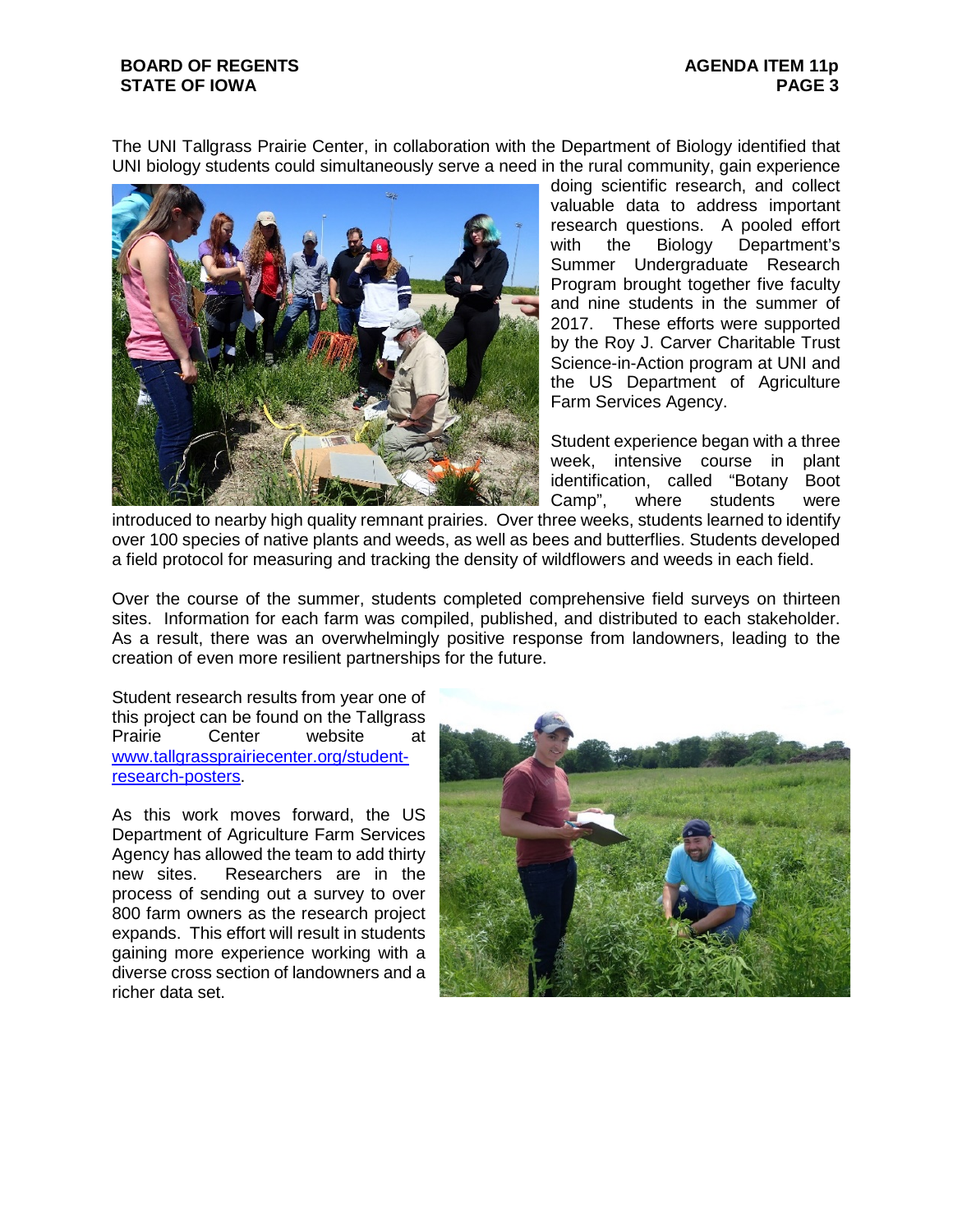The UNI Tallgrass Prairie Center, in collaboration with the Department of Biology identified that UNI biology students could simultaneously serve a need in the rural community, gain experience doing scientific research, and collect valuable data to address important research questions. A pooled effort with the Biology Department's Summer Undergraduate Research Program brought together five faculty and nine students in the summer of 2017. These efforts were supported by the Roy J. Carver Charitable Trust Science-in-Action program at UNI and the US Department of Agriculture Farm Services Agency.

Student experience began with a three week, intensive course in plant identification, called "Botany Boot Camp", where students were introduced to nearby high quality remnant prairies. Over three weeks, students learned to identify over 100 species of native plants and weeds, as well as bees and butterflies. Students developed a field protocol for measuring and tracking the density of wildflowers and weeds in each field.

Over the course of the summer, students completed comprehensive field surveys on thirteen sites. Information for each farm was compiled, published, and distributed to each stakeholder. As a result, there was an overwhelmingly positive response from landowners, leading to the creation of even more resilient partnerships for the future.

Student research results from year one of this project can be found on the Tallgrass Prairie Center website at [www.tallgrassprairiecenter.org/student-research-posters](http://www.tallgrassprairiecenter.org/student-research-posters).

As this work moves forward, the US Department of Agriculture Farm Services Agency has allowed the team to add thirty new sites. Researchers are in the process of sending out a survey to over 800 farm owners as the research project expands. This effort will result in students gaining more experience working with a diverse cross section of landowners and a richer data set.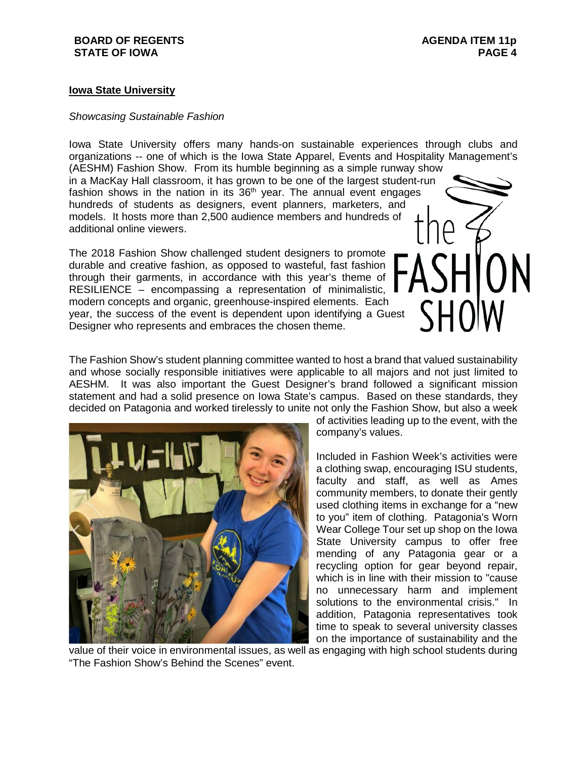**Iowa State University**

*Showcasing Sustainable Fashion*

Iowa State University offers many hands-on sustainable experiences through clubs and organizations -- one of which is the Iowa State Apparel, Events and Hospitality Management's (AESHM) Fashion Show. From its humble beginning as a simple runway show in a MacKay Hall classroom, it has grown to be one of the largest student-run fashion shows in the nation in its 36th year. The annual event engages hundreds of students as designers, event planners, marketers, and models. It hosts more than 2,500 audience members and hundreds of additional online viewers.

The 2018 Fashion Show challenged student designers to promote durable and creative fashion, as opposed to wasteful, fast fashion through their garments, in accordance with this year's theme of RESILIENCE – encompassing a representation of minimalistic, modern concepts and organic, greenhouse-inspired elements. Each year, the success of the event is dependent upon identifying a Guest Designer who represents and embraces the chosen theme.

The Fashion Show's student planning committee wanted to host a brand that valued sustainability and whose socially responsible initiatives were applicable to all majors and not just limited to AESHM. It was also important the Guest Designer's brand followed a significant mission statement and had a solid presence on Iowa State's campus. Based on these standards, they decided on Patagonia and worked tirelessly to unite not only the Fashion Show, but also a week of activities leading up to the event, with the company's values.

Included in Fashion Week's activities were a clothing swap, encouraging ISU students, faculty and staff, as well as Ames community members, to donate their gently used clothing items in exchange for a "new to you" item of clothing. Patagonia's Worn Wear College Tour set up shop on the Iowa State University campus to offer free mending of any Patagonia gear or a recycling option for gear beyond repair, which is in line with their mission to "cause no unnecessary harm and implement solutions to the environmental crisis." In addition, Patagonia representatives took time to speak to several university classes on the importance of sustainability and the value of their voice in environmental issues, as well as engaging with high school students during "The Fashion Show's Behind the Scenes" event.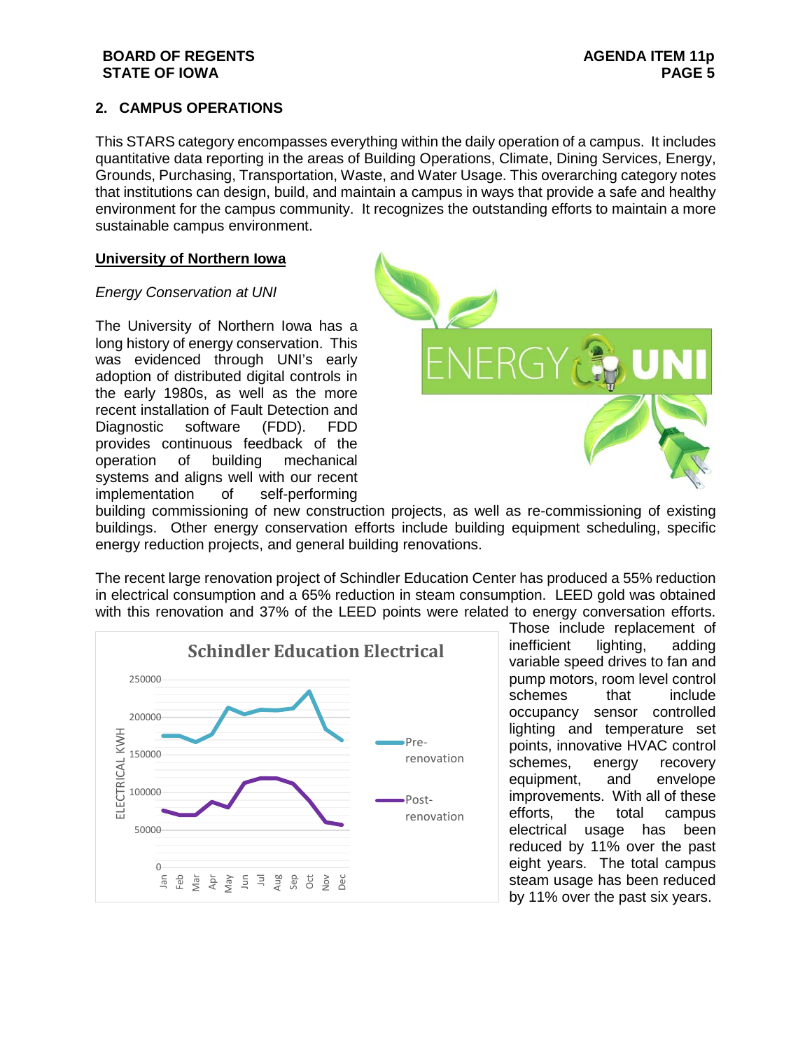## 2. CAMPUS OPERATIONS

This STARS category encompasses everything within the daily operation of a campus. It includes quantitative data reporting in the areas of Building Operations, Climate, Dining Services, Energy, Grounds, Purchasing, Transportation, Waste, and Water Usage. This overarching category notes that institutions can design, build, and maintain a campus in ways that provide a safe and healthy environment for the campus community. It recognizes the outstanding efforts to maintain a more sustainable campus environment.

**University of Northern Iowa**

*Energy Conservation at UNI*

The University of Northern Iowa has a long history of energy conservation. This was evidenced through UNI's early adoption of distributed digital controls in the early 1980s, as well as the more recent installation of Fault Detection and Diagnostic software (FDD). FDD provides continuous feedback of the operation of building mechanical systems and aligns well with our recent implementation of self-performing building commissioning of new construction projects, as well as re-commissioning of existing buildings. Other energy conservation efforts include building equipment scheduling, specific energy reduction projects, and general building renovations.

The recent large renovation project of Schindler Education Center has produced a 55% reduction in electrical consumption and a 65% reduction in steam consumption. LEED gold was obtained with this renovation and 37% of the LEED points were related to energy conversation efforts. Those include replacement of inefficient lighting, adding variable speed drives to fan and pump motors, room level control schemes that include occupancy sensor controlled lighting and temperature set points, innovative HVAC control schemes, energy recovery equipment, and envelope improvements. With all of these efforts, the total campus electrical usage has been reduced by 11% over the past eight years. The total campus steam usage has been reduced by 11% over the past six years.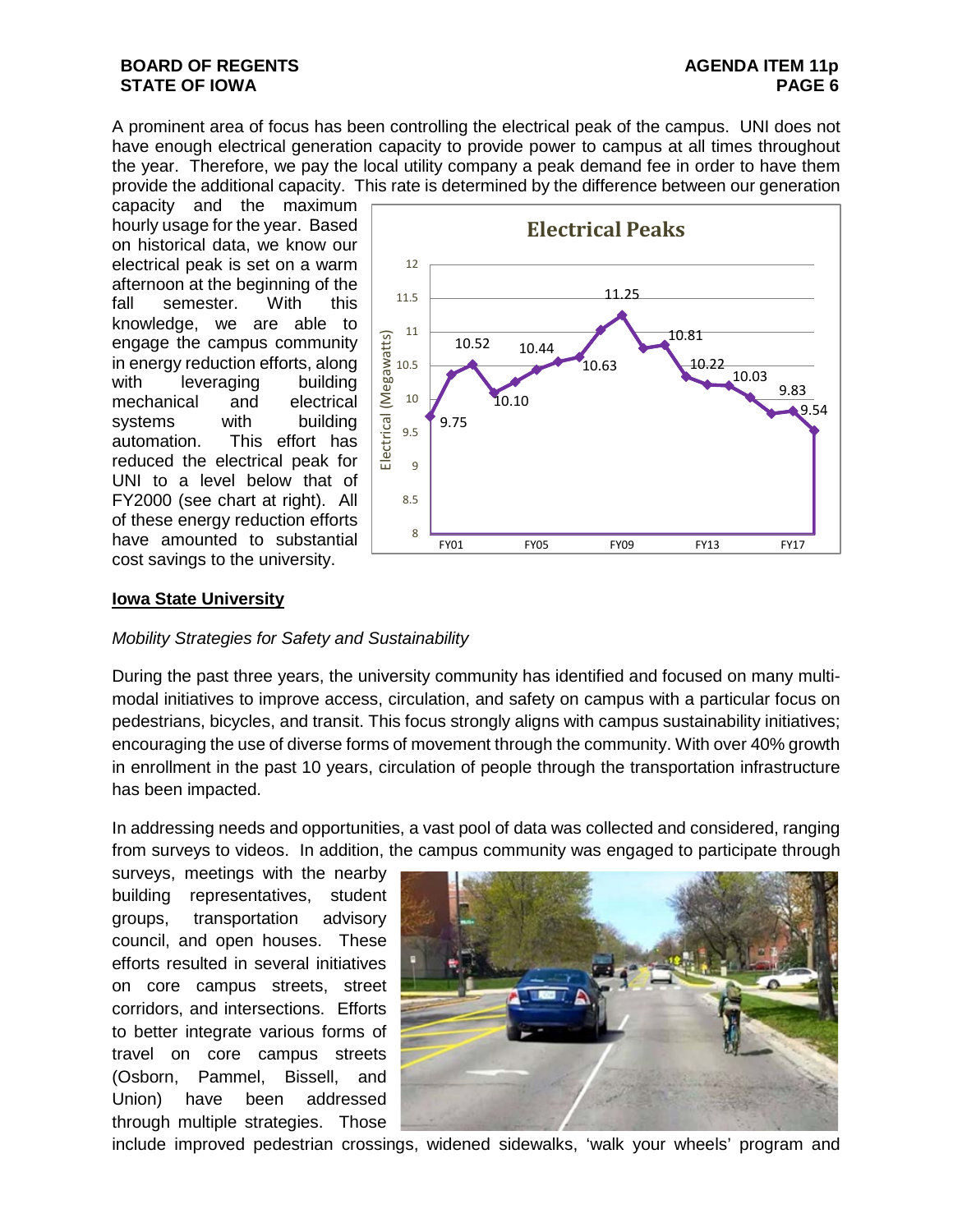A prominent area of focus has been controlling the electrical peak of the campus. UNI does not have enough electrical generation capacity to provide power to campus at all times throughout the year. Therefore, we pay the local utility company a peak demand fee in order to have them provide the additional capacity. This rate is determined by the difference between our generation capacity and the maximum hourly usage for the year. Based on historical data, we know our electrical peak is set on a warm afternoon at the beginning of the fall semester. With this knowledge, we are able to engage the campus community in energy reduction efforts, along with leveraging building mechanical and electrical systems with building automation. This effort has reduced the electrical peak for UNI to a level below that of FY2000 (see chart at right). All of these energy reduction efforts have amounted to substantial cost savings to the university.

## Iowa State University

*Mobility Strategies for Safety and Sustainability*

During the past three years, the university community has identified and focused on many multi-modal initiatives to improve access, circulation, and safety on campus with a particular focus on pedestrians, bicycles, and transit. This focus strongly aligns with campus sustainability initiatives; encouraging the use of diverse forms of movement through the community. With over 40% growth in enrollment in the past 10 years, circulation of people through the transportation infrastructure has been impacted.

In addressing needs and opportunities, a vast pool of data was collected and considered, ranging from surveys to videos. In addition, the campus community was engaged to participate through surveys, meetings with the nearby building representatives, student groups, transportation advisory council, and open houses. These efforts resulted in several initiatives on core campus streets, street corridors, and intersections. Efforts to better integrate various forms of travel on core campus streets (Osborn, Pammel, Bissell, and Union) have been addressed through multiple strategies. Those include improved pedestrian crossings, widened sidewalks, 'walk your wheels' program and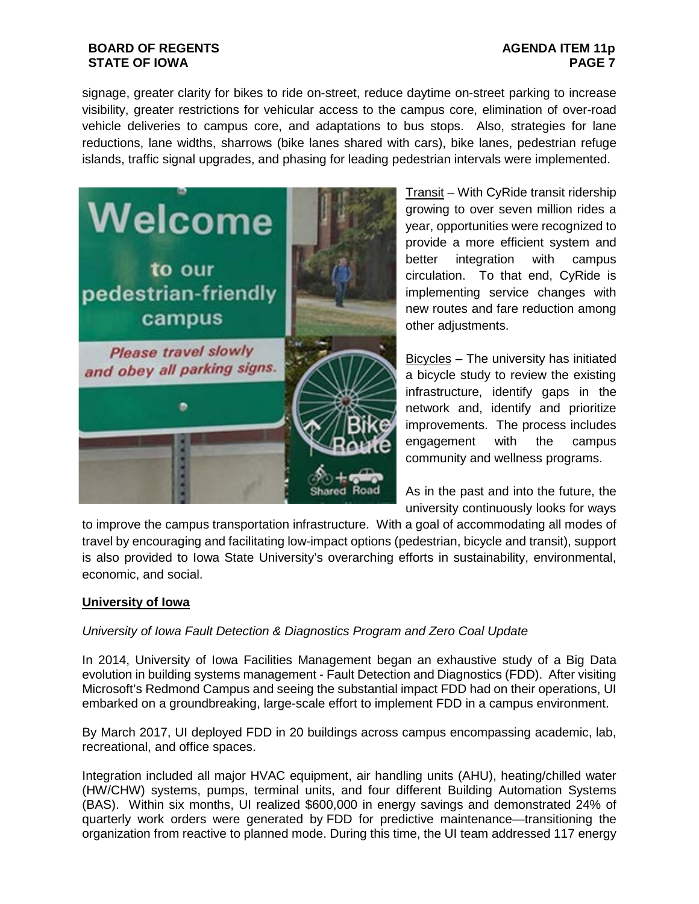signage, greater clarity for bikes to ride on-street, reduce daytime on-street parking to increase visibility, greater restrictions for vehicular access to the campus core, elimination of over-road vehicle deliveries to campus core, and adaptations to bus stops. Also, strategies for lane reductions, lane widths, sharrows (bike lanes shared with cars), bike lanes, pedestrian refuge islands, traffic signal upgrades, and phasing for leading pedestrian intervals were implemented.

Transit – With CyRide transit ridership growing to over seven million rides a year, opportunities were recognized to provide a more efficient system and better integration with campus circulation. To that end, CyRide is implementing service changes with new routes and fare reduction among other adjustments.

Bicycles – The university has initiated a bicycle study to review the existing infrastructure, identify gaps in the network and, identify and prioritize improvements. The process includes engagement with the campus community and wellness programs.

As in the past and into the future, the university continuously looks for ways to improve the campus transportation infrastructure. With a goal of accommodating all modes of travel by encouraging and facilitating low-impact options (pedestrian, bicycle and transit), support is also provided to Iowa State University's overarching efforts in sustainability, environmental, economic, and social.

**University of Iowa**

*University of Iowa Fault Detection & Diagnostics Program and Zero Coal Update*

In 2014, University of Iowa Facilities Management began an exhaustive study of a Big Data evolution in building systems management - Fault Detection and Diagnostics (FDD). After visiting Microsoft's Redmond Campus and seeing the substantial impact FDD had on their operations, UI embarked on a groundbreaking, large-scale effort to implement FDD in a campus environment.

By March 2017, UI deployed FDD in 20 buildings across campus encompassing academic, lab, recreational, and office spaces.

Integration included all major HVAC equipment, air handling units (AHU), heating/chilled water (HW/CHW) systems, pumps, terminal units, and four different Building Automation Systems (BAS). Within six months, UI realized $600,000 in energy savings and demonstrated 24% of quarterly work orders were generated by FDD for predictive maintenance—transitioning the organization from reactive to planned mode. During this time, the UI team addressed 117 energy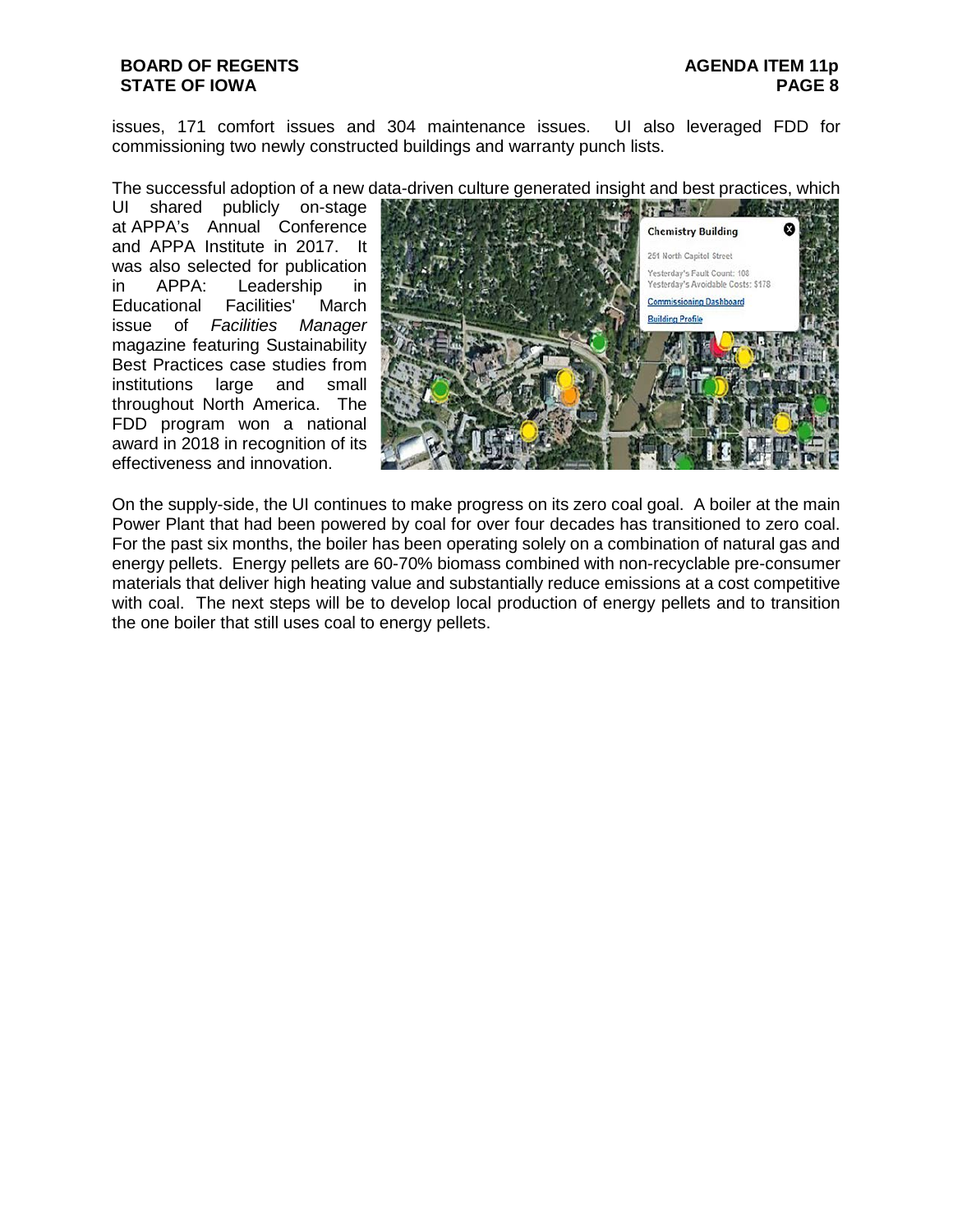issues, 171 comfort issues and 304 maintenance issues. UI also leveraged FDD for commissioning two newly constructed buildings and warranty punch lists.

The successful adoption of a new data-driven culture generated insight and best practices, which UI shared publicly on-stage at APPA's Annual Conference and APPA Institute in 2017. It was also selected for publication in APPA: Leadership in Educational Facilities' March issue of *Facilities Manager* magazine featuring Sustainability Best Practices case studies from institutions large and small throughout North America. The FDD program won a national award in 2018 in recognition of its effectiveness and innovation.

On the supply-side, the UI continues to make progress on its zero coal goal. A boiler at the main Power Plant that had been powered by coal for over four decades has transitioned to zero coal. For the past six months, the boiler has been operating solely on a combination of natural gas and energy pellets. Energy pellets are 60-70% biomass combined with non-recyclable pre-consumer materials that deliver high heating value and substantially reduce emissions at a cost competitive with coal. The next steps will be to develop local production of energy pellets and to transition the one boiler that still uses coal to energy pellets.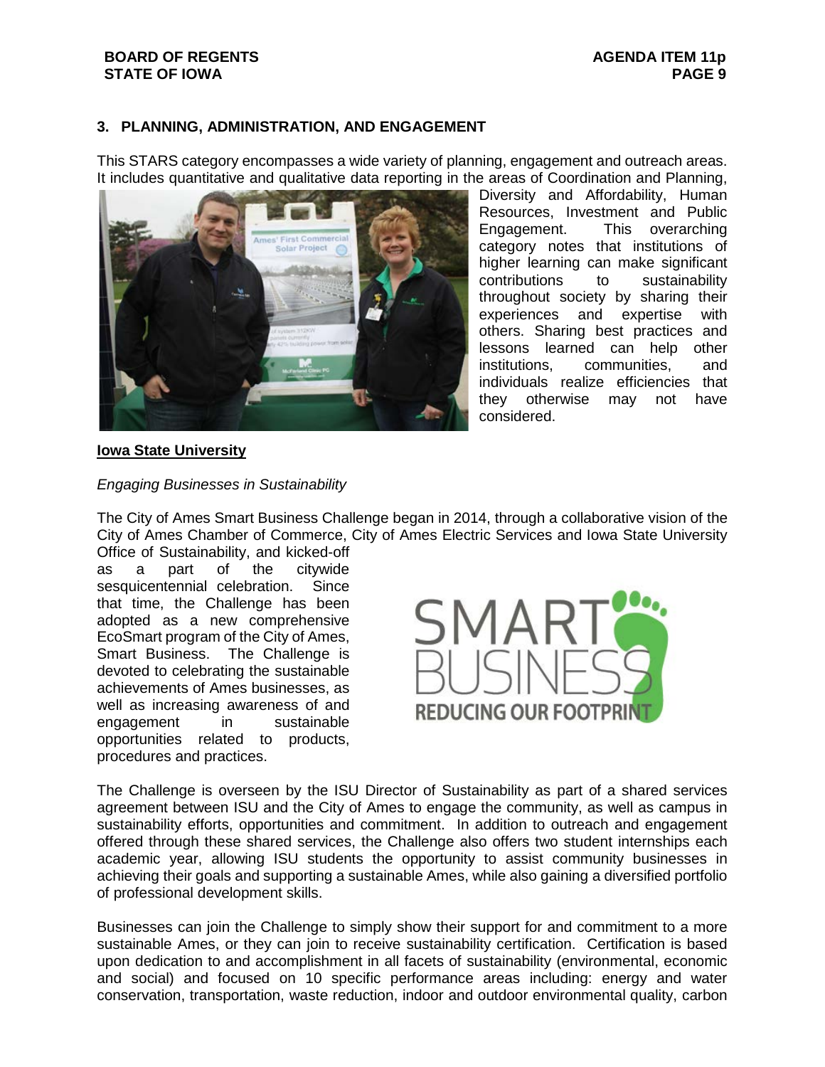## 3. PLANNING, ADMINISTRATION, AND ENGAGEMENT

This STARS category encompasses a wide variety of planning, engagement and outreach areas. It includes quantitative and qualitative data reporting in the areas of Coordination and Planning, Diversity and Affordability, Human Resources, Investment and Public Engagement. This overarching category notes that institutions of higher learning can make significant contributions to sustainability throughout society by sharing their experiences and expertise with others. Sharing best practices and lessons learned can help other institutions, communities, and individuals realize efficiencies that they otherwise may not have considered.

**Iowa State University**

*Engaging Businesses in Sustainability*

The City of Ames Smart Business Challenge began in 2014, through a collaborative vision of the City of Ames Chamber of Commerce, City of Ames Electric Services and Iowa State University Office of Sustainability, and kicked-off as a part of the citywide sesquicentennial celebration. Since that time, the Challenge has been adopted as a new comprehensive EcoSmart program of the City of Ames, Smart Business. The Challenge is devoted to celebrating the sustainable achievements of Ames businesses, as well as increasing awareness of and engagement in sustainable opportunities related to products, procedures and practices.

The Challenge is overseen by the ISU Director of Sustainability as part of a shared services agreement between ISU and the City of Ames to engage the community, as well as campus in sustainability efforts, opportunities and commitment. In addition to outreach and engagement offered through these shared services, the Challenge also offers two student internships each academic year, allowing ISU students the opportunity to assist community businesses in achieving their goals and supporting a sustainable Ames, while also gaining a diversified portfolio of professional development skills.

Businesses can join the Challenge to simply show their support for and commitment to a more sustainable Ames, or they can join to receive sustainability certification. Certification is based upon dedication to and accomplishment in all facets of sustainability (environmental, economic and social) and focused on 10 specific performance areas including: energy and water conservation, transportation, waste reduction, indoor and outdoor environmental quality, carbon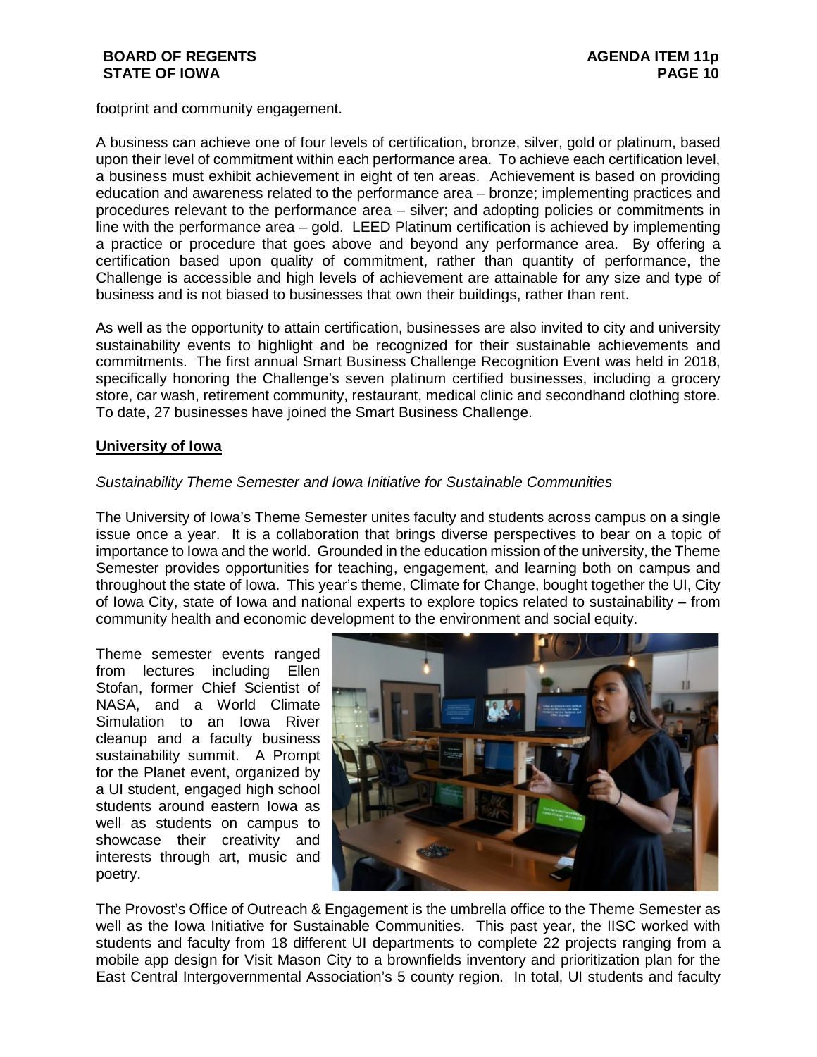footprint and community engagement.

A business can achieve one of four levels of certification, bronze, silver, gold or platinum, based upon their level of commitment within each performance area. To achieve each certification level, a business must exhibit achievement in eight of ten areas. Achievement is based on providing education and awareness related to the performance area – bronze; implementing practices and procedures relevant to the performance area – silver; and adopting policies or commitments in line with the performance area – gold. LEED Platinum certification is achieved by implementing a practice or procedure that goes above and beyond any performance area. By offering a certification based upon quality of commitment, rather than quantity of performance, the Challenge is accessible and high levels of achievement are attainable for any size and type of business and is not biased to businesses that own their buildings, rather than rent.

As well as the opportunity to attain certification, businesses are also invited to city and university sustainability events to highlight and be recognized for their sustainable achievements and commitments. The first annual Smart Business Challenge Recognition Event was held in 2018, specifically honoring the Challenge's seven platinum certified businesses, including a grocery store, car wash, retirement community, restaurant, medical clinic and secondhand clothing store. To date, 27 businesses have joined the Smart Business Challenge.

## University of Iowa

*Sustainability Theme Semester and Iowa Initiative for Sustainable Communities*

The University of Iowa's Theme Semester unites faculty and students across campus on a single issue once a year. It is a collaboration that brings diverse perspectives to bear on a topic of importance to Iowa and the world. Grounded in the education mission of the university, the Theme Semester provides opportunities for teaching, engagement, and learning both on campus and throughout the state of Iowa. This year's theme, Climate for Change, bought together the UI, City of Iowa City, state of Iowa and national experts to explore topics related to sustainability – from community health and economic development to the environment and social equity.

Theme semester events ranged from lectures including Ellen Stofan, former Chief Scientist of NASA, and a World Climate Simulation to an Iowa River cleanup and a faculty business sustainability summit. A Prompt for the Planet event, organized by a UI student, engaged high school students around eastern Iowa as well as students on campus to showcase their creativity and interests through art, music and poetry.

The Provost's Office of Outreach & Engagement is the umbrella office to the Theme Semester as well as the Iowa Initiative for Sustainable Communities. This past year, the IISC worked with students and faculty from 18 different UI departments to complete 22 projects ranging from a mobile app design for Visit Mason City to a brownfields inventory and prioritization plan for the East Central Intergovernmental Association's 5 county region. In total, UI students and faculty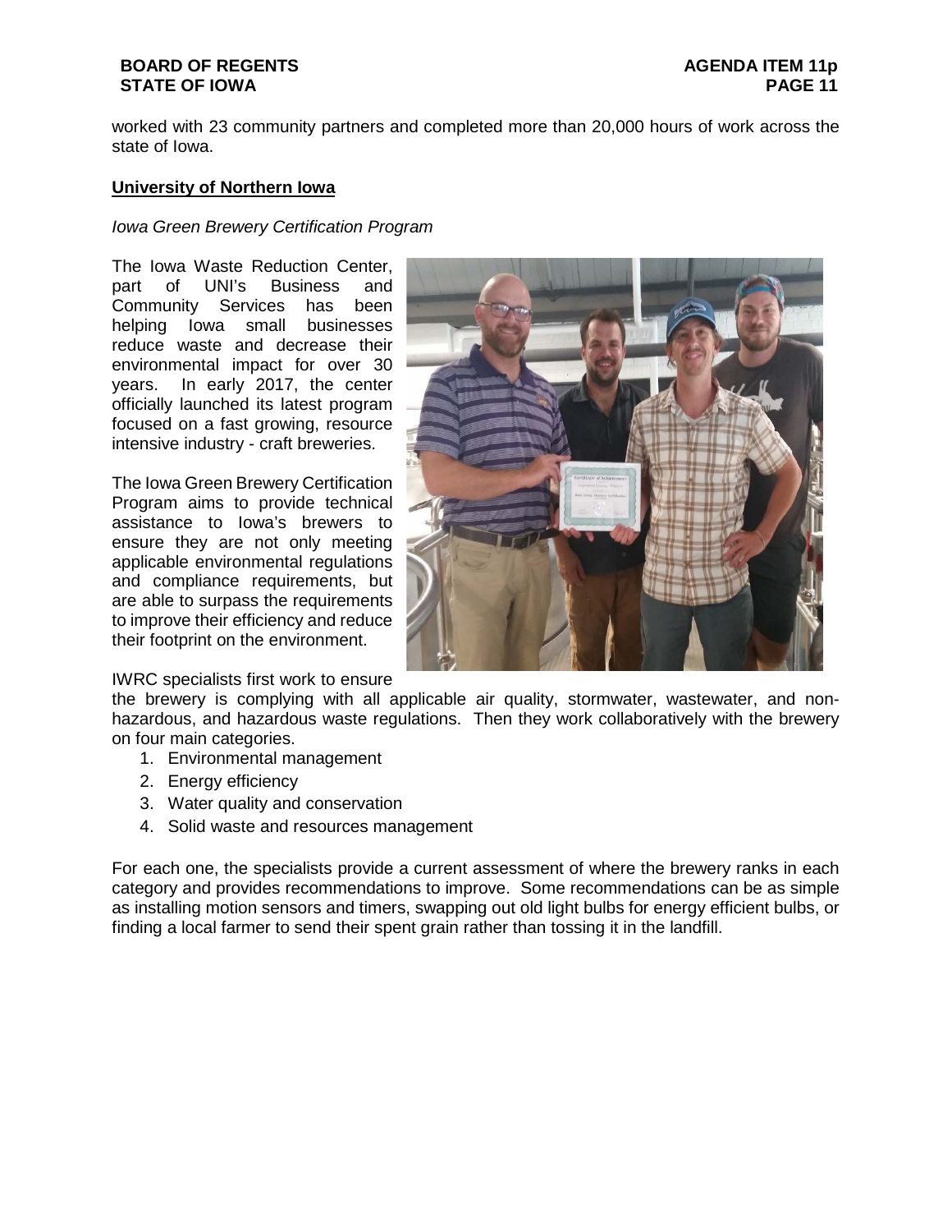worked with 23 community partners and completed more than 20,000 hours of work across the state of Iowa.

**University of Northern Iowa**

*Iowa Green Brewery Certification Program*

The Iowa Waste Reduction Center, part of UNI's Business and Community Services has been helping Iowa small businesses reduce waste and decrease their environmental impact for over 30 years. In early 2017, the center officially launched its latest program focused on a fast growing, resource intensive industry - craft breweries.

The Iowa Green Brewery Certification Program aims to provide technical assistance to Iowa's brewers to ensure they are not only meeting applicable environmental regulations and compliance requirements, but are able to surpass the requirements to improve their efficiency and reduce their footprint on the environment.

IWRC specialists first work to ensure the brewery is complying with all applicable air quality, stormwater, wastewater, and non-hazardous, and hazardous waste regulations. Then they work collaboratively with the brewery on four main categories.

1. Environmental management
2. Energy efficiency
3. Water quality and conservation
4. Solid waste and resources management

For each one, the specialists provide a current assessment of where the brewery ranks in each category and provides recommendations to improve. Some recommendations can be as simple as installing motion sensors and timers, swapping out old light bulbs for energy efficient bulbs, or finding a local farmer to send their spent grain rather than tossing it in the landfill.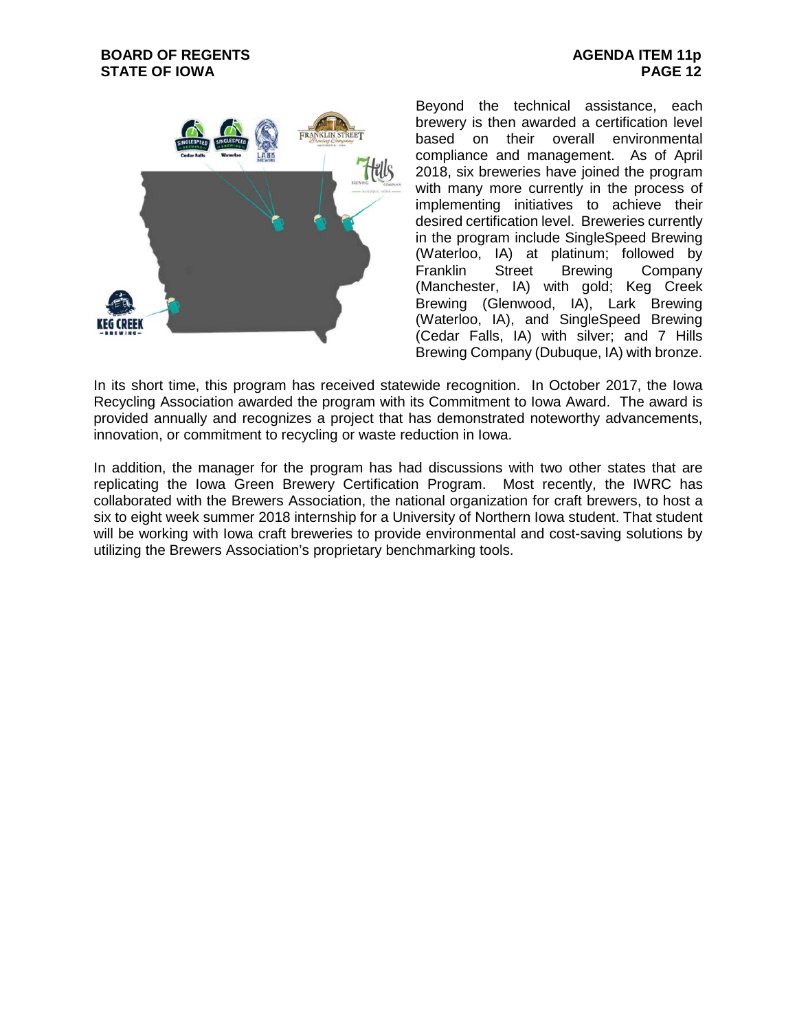Beyond the technical assistance, each brewery is then awarded a certification level based on their overall environmental compliance and management. As of April 2018, six breweries have joined the program with many more currently in the process of implementing initiatives to achieve their desired certification level. Breweries currently in the program include SingleSpeed Brewing (Waterloo, IA) at platinum; followed by Franklin Street Brewing Company (Manchester, IA) with gold; Keg Creek Brewing (Glenwood, IA), Lark Brewing (Waterloo, IA), and SingleSpeed Brewing (Cedar Falls, IA) with silver; and 7 Hills Brewing Company (Dubuque, IA) with bronze.

In its short time, this program has received statewide recognition. In October 2017, the Iowa Recycling Association awarded the program with its Commitment to Iowa Award. The award is provided annually and recognizes a project that has demonstrated noteworthy advancements, innovation, or commitment to recycling or waste reduction in Iowa.

In addition, the manager for the program has had discussions with two other states that are replicating the Iowa Green Brewery Certification Program. Most recently, the IWRC has collaborated with the Brewers Association, the national organization for craft brewers, to host a six to eight week summer 2018 internship for a University of Northern Iowa student. That student will be working with Iowa craft breweries to provide environmental and cost-saving solutions by utilizing the Brewers Association's proprietary benchmarking tools.